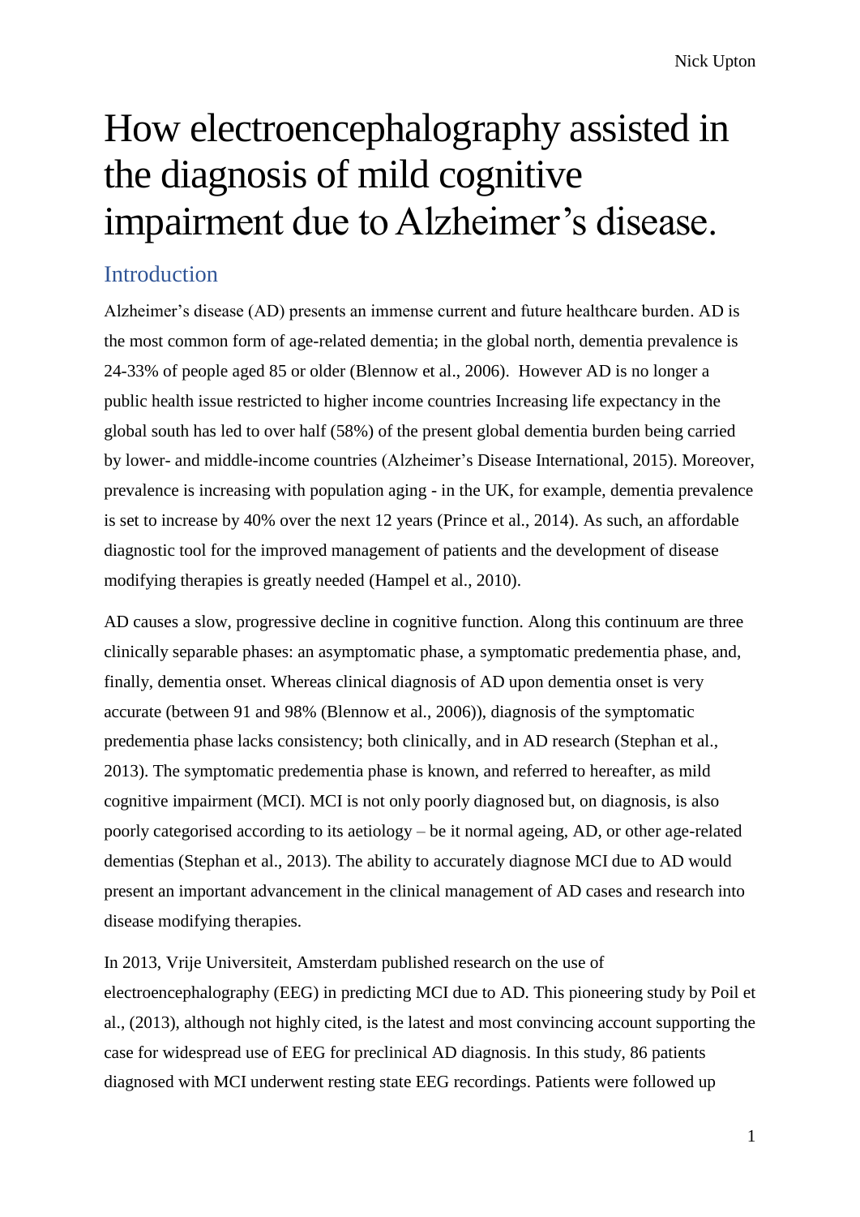# How electroencephalography assisted in the diagnosis of mild cognitive impairment due to Alzheimer's disease.

## Introduction

Alzheimer's disease (AD) presents an immense current and future healthcare burden. AD is the most common form of age-related dementia; in the global north, dementia prevalence is 24-33% of people aged 85 or older (Blennow et al., 2006). However AD is no longer a public health issue restricted to higher income countries Increasing life expectancy in the global south has led to over half (58%) of the present global dementia burden being carried by lower- and middle-income countries (Alzheimer's Disease International, 2015). Moreover, prevalence is increasing with population aging - in the UK, for example, dementia prevalence is set to increase by 40% over the next 12 years (Prince et al., 2014). As such, an affordable diagnostic tool for the improved management of patients and the development of disease modifying therapies is greatly needed (Hampel et al., 2010).

AD causes a slow, progressive decline in cognitive function. Along this continuum are three clinically separable phases: an asymptomatic phase, a symptomatic predementia phase, and, finally, dementia onset. Whereas clinical diagnosis of AD upon dementia onset is very accurate (between 91 and 98% (Blennow et al., 2006)), diagnosis of the symptomatic predementia phase lacks consistency; both clinically, and in AD research (Stephan et al., 2013). The symptomatic predementia phase is known, and referred to hereafter, as mild cognitive impairment (MCI). MCI is not only poorly diagnosed but, on diagnosis, is also poorly categorised according to its aetiology – be it normal ageing, AD, or other age-related dementias (Stephan et al., 2013). The ability to accurately diagnose MCI due to AD would present an important advancement in the clinical management of AD cases and research into disease modifying therapies.

In 2013, Vrije Universiteit, Amsterdam published research on the use of electroencephalography (EEG) in predicting MCI due to AD. This pioneering study by Poil et al., (2013), although not highly cited, is the latest and most convincing account supporting the case for widespread use of EEG for preclinical AD diagnosis. In this study, 86 patients diagnosed with MCI underwent resting state EEG recordings. Patients were followed up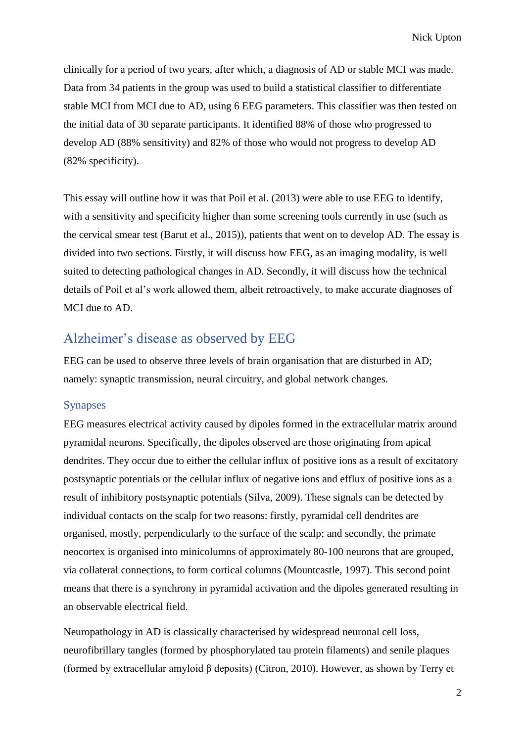clinically for a period of two years, after which, a diagnosis of AD or stable MCI was made. Data from 34 patients in the group was used to build a statistical classifier to differentiate stable MCI from MCI due to AD, using 6 EEG parameters. This classifier was then tested on the initial data of 30 separate participants. It identified 88% of those who progressed to develop AD (88% sensitivity) and 82% of those who would not progress to develop AD (82% specificity).

This essay will outline how it was that Poil et al. (2013) were able to use EEG to identify, with a sensitivity and specificity higher than some screening tools currently in use (such as the cervical smear test (Barut et al., 2015)), patients that went on to develop AD. The essay is divided into two sections. Firstly, it will discuss how EEG, as an imaging modality, is well suited to detecting pathological changes in AD. Secondly, it will discuss how the technical details of Poil et al's work allowed them, albeit retroactively, to make accurate diagnoses of MCI due to AD.

## Alzheimer's disease as observed by EEG

EEG can be used to observe three levels of brain organisation that are disturbed in AD; namely: synaptic transmission, neural circuitry, and global network changes.

### Synapses

EEG measures electrical activity caused by dipoles formed in the extracellular matrix around pyramidal neurons. Specifically, the dipoles observed are those originating from apical dendrites. They occur due to either the cellular influx of positive ions as a result of excitatory postsynaptic potentials or the cellular influx of negative ions and efflux of positive ions as a result of inhibitory postsynaptic potentials (Silva, 2009). These signals can be detected by individual contacts on the scalp for two reasons: firstly, pyramidal cell dendrites are organised, mostly, perpendicularly to the surface of the scalp; and secondly, the primate neocortex is organised into minicolumns of approximately 80-100 neurons that are grouped, via collateral connections, to form cortical columns (Mountcastle, 1997). This second point means that there is a synchrony in pyramidal activation and the dipoles generated resulting in an observable electrical field.

Neuropathology in AD is classically characterised by widespread neuronal cell loss, neurofibrillary tangles (formed by phosphorylated tau protein filaments) and senile plaques (formed by extracellular amyloid β deposits) (Citron, 2010). However, as shown by Terry et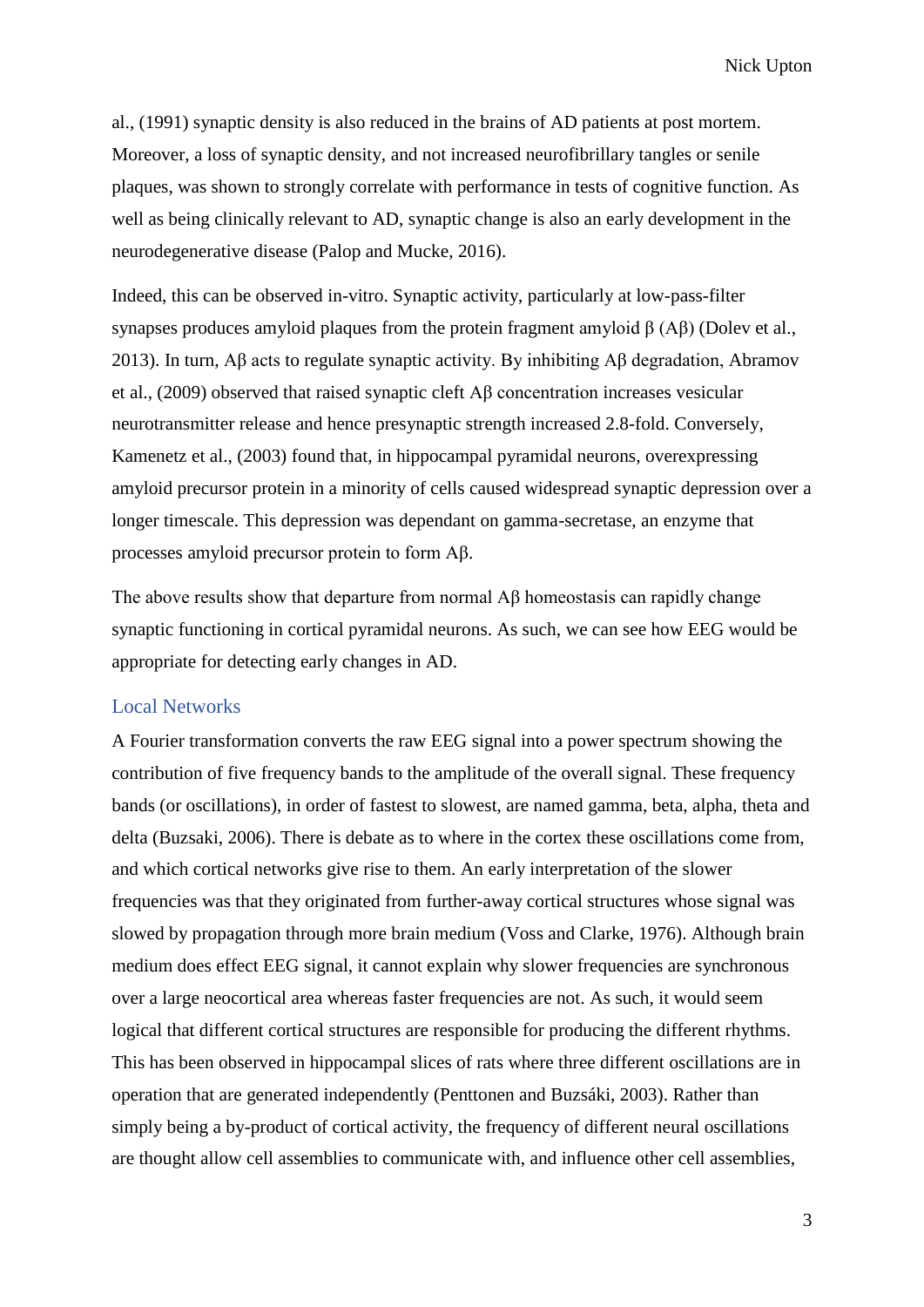al., (1991) synaptic density is also reduced in the brains of AD patients at post mortem. Moreover, a loss of synaptic density, and not increased neurofibrillary tangles or senile plaques, was shown to strongly correlate with performance in tests of cognitive function. As well as being clinically relevant to AD, synaptic change is also an early development in the neurodegenerative disease (Palop and Mucke, 2016).

Indeed, this can be observed in-vitro. Synaptic activity, particularly at low-pass-filter synapses produces amyloid plaques from the protein fragment amyloid β (Aβ) (Dolev et al., 2013). In turn, Aβ acts to regulate synaptic activity. By inhibiting Aβ degradation, Abramov et al., (2009) observed that raised synaptic cleft Aβ concentration increases vesicular neurotransmitter release and hence presynaptic strength increased 2.8-fold. Conversely, Kamenetz et al., (2003) found that, in hippocampal pyramidal neurons, overexpressing amyloid precursor protein in a minority of cells caused widespread synaptic depression over a longer timescale. This depression was dependant on gamma-secretase, an enzyme that processes amyloid precursor protein to form Aβ.

The above results show that departure from normal Aβ homeostasis can rapidly change synaptic functioning in cortical pyramidal neurons. As such, we can see how EEG would be appropriate for detecting early changes in AD.

## Local Networks

A Fourier transformation converts the raw EEG signal into a power spectrum showing the contribution of five frequency bands to the amplitude of the overall signal. These frequency bands (or oscillations), in order of fastest to slowest, are named gamma, beta, alpha, theta and delta (Buzsaki, 2006). There is debate as to where in the cortex these oscillations come from, and which cortical networks give rise to them. An early interpretation of the slower frequencies was that they originated from further-away cortical structures whose signal was slowed by propagation through more brain medium (Voss and Clarke, 1976). Although brain medium does effect EEG signal, it cannot explain why slower frequencies are synchronous over a large neocortical area whereas faster frequencies are not. As such, it would seem logical that different cortical structures are responsible for producing the different rhythms. This has been observed in hippocampal slices of rats where three different oscillations are in operation that are generated independently (Penttonen and Buzsáki, 2003). Rather than simply being a by-product of cortical activity, the frequency of different neural oscillations are thought allow cell assemblies to communicate with, and influence other cell assemblies,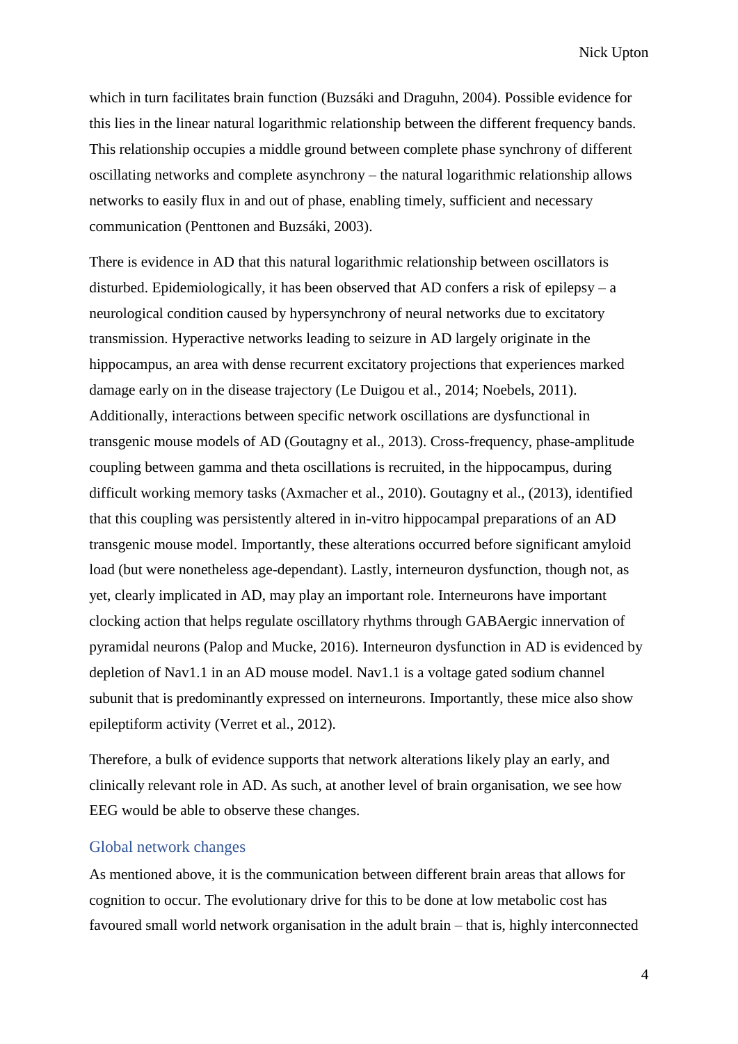which in turn facilitates brain function (Buzsáki and Draguhn, 2004). Possible evidence for this lies in the linear natural logarithmic relationship between the different frequency bands. This relationship occupies a middle ground between complete phase synchrony of different oscillating networks and complete asynchrony – the natural logarithmic relationship allows networks to easily flux in and out of phase, enabling timely, sufficient and necessary communication (Penttonen and Buzsáki, 2003).

There is evidence in AD that this natural logarithmic relationship between oscillators is disturbed. Epidemiologically, it has been observed that AD confers a risk of epilepsy – a neurological condition caused by hypersynchrony of neural networks due to excitatory transmission. Hyperactive networks leading to seizure in AD largely originate in the hippocampus, an area with dense recurrent excitatory projections that experiences marked damage early on in the disease trajectory (Le Duigou et al., 2014; Noebels, 2011). Additionally, interactions between specific network oscillations are dysfunctional in transgenic mouse models of AD (Goutagny et al., 2013). Cross-frequency, phase-amplitude coupling between gamma and theta oscillations is recruited, in the hippocampus, during difficult working memory tasks (Axmacher et al., 2010). Goutagny et al., (2013), identified that this coupling was persistently altered in in-vitro hippocampal preparations of an AD transgenic mouse model. Importantly, these alterations occurred before significant amyloid load (but were nonetheless age-dependant). Lastly, interneuron dysfunction, though not, as yet, clearly implicated in AD, may play an important role. Interneurons have important clocking action that helps regulate oscillatory rhythms through GABAergic innervation of pyramidal neurons (Palop and Mucke, 2016). Interneuron dysfunction in AD is evidenced by depletion of Nav1.1 in an AD mouse model. Nav1.1 is a voltage gated sodium channel subunit that is predominantly expressed on interneurons. Importantly, these mice also show epileptiform activity (Verret et al., 2012).

Therefore, a bulk of evidence supports that network alterations likely play an early, and clinically relevant role in AD. As such, at another level of brain organisation, we see how EEG would be able to observe these changes.

## Global network changes

As mentioned above, it is the communication between different brain areas that allows for cognition to occur. The evolutionary drive for this to be done at low metabolic cost has favoured small world network organisation in the adult brain – that is, highly interconnected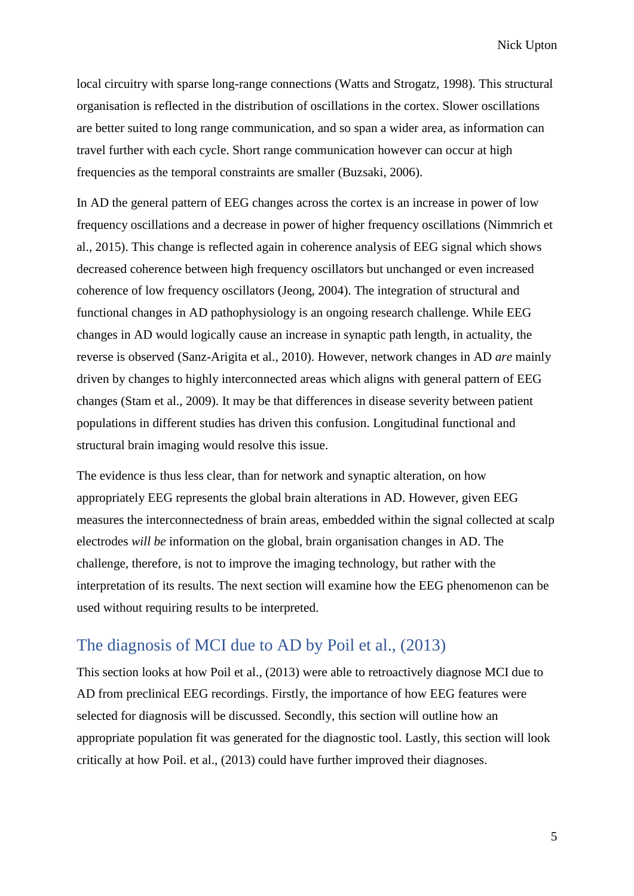local circuitry with sparse long-range connections (Watts and Strogatz, 1998). This structural organisation is reflected in the distribution of oscillations in the cortex. Slower oscillations are better suited to long range communication, and so span a wider area, as information can travel further with each cycle. Short range communication however can occur at high frequencies as the temporal constraints are smaller (Buzsaki, 2006).

In AD the general pattern of EEG changes across the cortex is an increase in power of low frequency oscillations and a decrease in power of higher frequency oscillations (Nimmrich et al., 2015). This change is reflected again in coherence analysis of EEG signal which shows decreased coherence between high frequency oscillators but unchanged or even increased coherence of low frequency oscillators (Jeong, 2004). The integration of structural and functional changes in AD pathophysiology is an ongoing research challenge. While EEG changes in AD would logically cause an increase in synaptic path length, in actuality, the reverse is observed (Sanz-Arigita et al., 2010). However, network changes in AD *are* mainly driven by changes to highly interconnected areas which aligns with general pattern of EEG changes (Stam et al., 2009). It may be that differences in disease severity between patient populations in different studies has driven this confusion. Longitudinal functional and structural brain imaging would resolve this issue.

The evidence is thus less clear, than for network and synaptic alteration, on how appropriately EEG represents the global brain alterations in AD. However, given EEG measures the interconnectedness of brain areas, embedded within the signal collected at scalp electrodes *will be* information on the global, brain organisation changes in AD. The challenge, therefore, is not to improve the imaging technology, but rather with the interpretation of its results. The next section will examine how the EEG phenomenon can be used without requiring results to be interpreted.

## The diagnosis of MCI due to AD by Poil et al., (2013)

This section looks at how Poil et al., (2013) were able to retroactively diagnose MCI due to AD from preclinical EEG recordings. Firstly, the importance of how EEG features were selected for diagnosis will be discussed. Secondly, this section will outline how an appropriate population fit was generated for the diagnostic tool. Lastly, this section will look critically at how Poil. et al., (2013) could have further improved their diagnoses.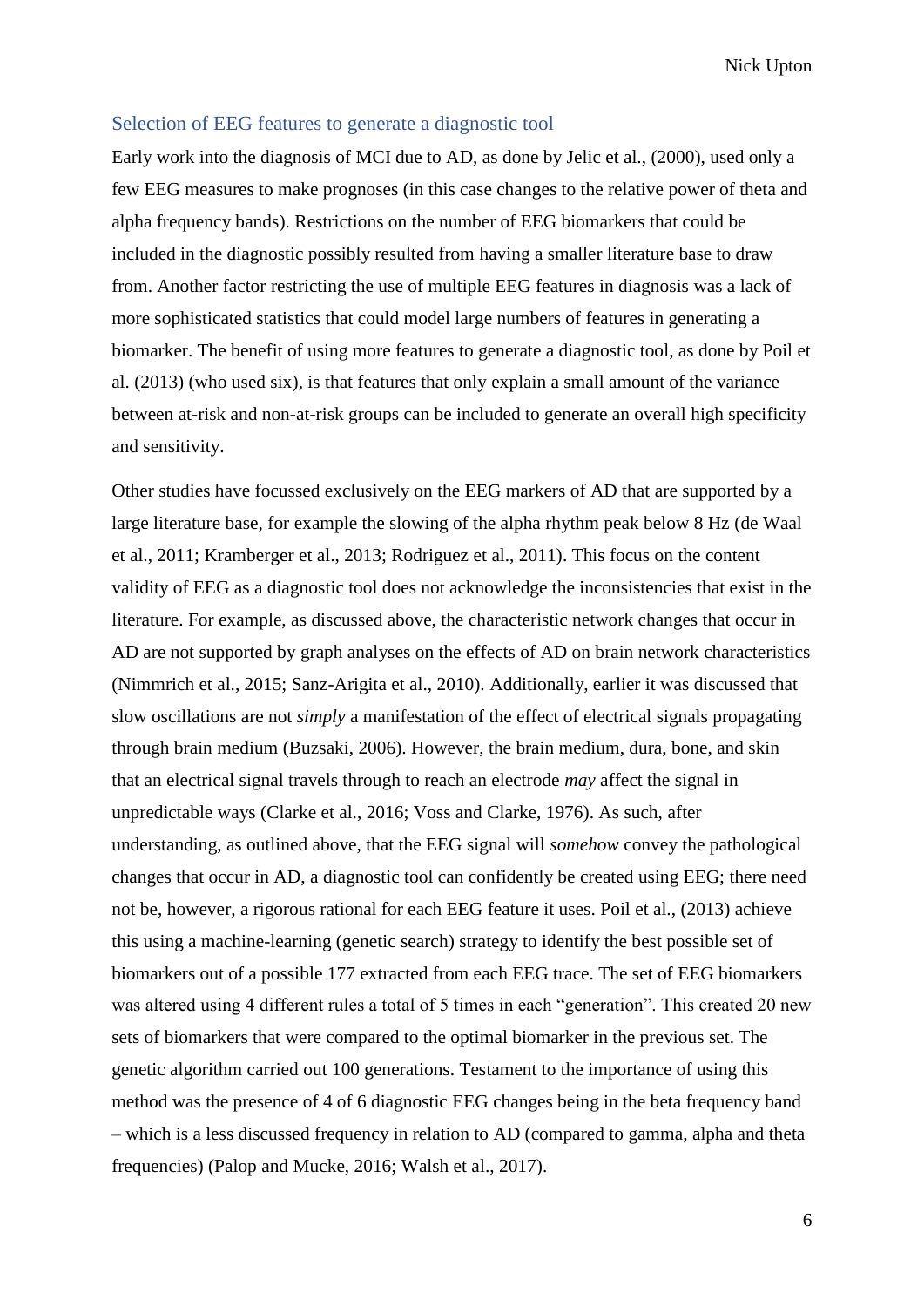## Selection of EEG features to generate a diagnostic tool

Early work into the diagnosis of MCI due to AD, as done by Jelic et al., (2000), used only a few EEG measures to make prognoses (in this case changes to the relative power of theta and alpha frequency bands). Restrictions on the number of EEG biomarkers that could be included in the diagnostic possibly resulted from having a smaller literature base to draw from. Another factor restricting the use of multiple EEG features in diagnosis was a lack of more sophisticated statistics that could model large numbers of features in generating a biomarker. The benefit of using more features to generate a diagnostic tool, as done by Poil et al. (2013) (who used six), is that features that only explain a small amount of the variance between at-risk and non-at-risk groups can be included to generate an overall high specificity and sensitivity.

Other studies have focussed exclusively on the EEG markers of AD that are supported by a large literature base, for example the slowing of the alpha rhythm peak below 8 Hz (de Waal et al., 2011; Kramberger et al., 2013; Rodriguez et al., 2011). This focus on the content validity of EEG as a diagnostic tool does not acknowledge the inconsistencies that exist in the literature. For example, as discussed above, the characteristic network changes that occur in AD are not supported by graph analyses on the effects of AD on brain network characteristics (Nimmrich et al., 2015; Sanz-Arigita et al., 2010). Additionally, earlier it was discussed that slow oscillations are not *simply* a manifestation of the effect of electrical signals propagating through brain medium (Buzsaki, 2006). However, the brain medium, dura, bone, and skin that an electrical signal travels through to reach an electrode *may* affect the signal in unpredictable ways (Clarke et al., 2016; Voss and Clarke, 1976). As such, after understanding, as outlined above, that the EEG signal will *somehow* convey the pathological changes that occur in AD, a diagnostic tool can confidently be created using EEG; there need not be, however, a rigorous rational for each EEG feature it uses. Poil et al., (2013) achieve this using a machine-learning (genetic search) strategy to identify the best possible set of biomarkers out of a possible 177 extracted from each EEG trace. The set of EEG biomarkers was altered using 4 different rules a total of 5 times in each "generation". This created 20 new sets of biomarkers that were compared to the optimal biomarker in the previous set. The genetic algorithm carried out 100 generations. Testament to the importance of using this method was the presence of 4 of 6 diagnostic EEG changes being in the beta frequency band – which is a less discussed frequency in relation to AD (compared to gamma, alpha and theta frequencies) (Palop and Mucke, 2016; Walsh et al., 2017).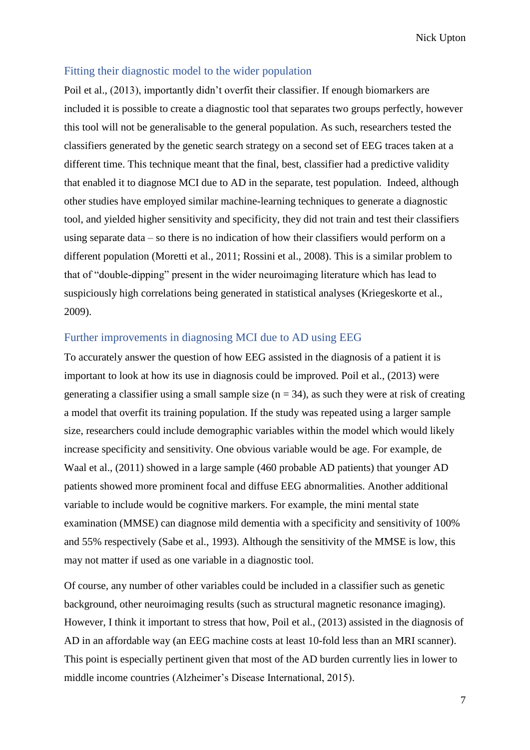## Fitting their diagnostic model to the wider population

Poil et al., (2013), importantly didn't overfit their classifier. If enough biomarkers are included it is possible to create a diagnostic tool that separates two groups perfectly, however this tool will not be generalisable to the general population. As such, researchers tested the classifiers generated by the genetic search strategy on a second set of EEG traces taken at a different time. This technique meant that the final, best, classifier had a predictive validity that enabled it to diagnose MCI due to AD in the separate, test population. Indeed, although other studies have employed similar machine-learning techniques to generate a diagnostic tool, and yielded higher sensitivity and specificity, they did not train and test their classifiers using separate data – so there is no indication of how their classifiers would perform on a different population (Moretti et al., 2011; Rossini et al., 2008). This is a similar problem to that of "double-dipping" present in the wider neuroimaging literature which has lead to suspiciously high correlations being generated in statistical analyses (Kriegeskorte et al., 2009).

## Further improvements in diagnosing MCI due to AD using EEG

To accurately answer the question of how EEG assisted in the diagnosis of a patient it is important to look at how its use in diagnosis could be improved. Poil et al., (2013) were generating a classifier using a small sample size (n = 34), as such they were at risk of creating a model that overfit its training population. If the study was repeated using a larger sample size, researchers could include demographic variables within the model which would likely increase specificity and sensitivity. One obvious variable would be age. For example, de Waal et al., (2011) showed in a large sample (460 probable AD patients) that younger AD patients showed more prominent focal and diffuse EEG abnormalities. Another additional variable to include would be cognitive markers. For example, the mini mental state examination (MMSE) can diagnose mild dementia with a specificity and sensitivity of 100% and 55% respectively (Sabe et al., 1993). Although the sensitivity of the MMSE is low, this may not matter if used as one variable in a diagnostic tool.

Of course, any number of other variables could be included in a classifier such as genetic background, other neuroimaging results (such as structural magnetic resonance imaging). However, I think it important to stress that how, Poil et al., (2013) assisted in the diagnosis of AD in an affordable way (an EEG machine costs at least 10-fold less than an MRI scanner). This point is especially pertinent given that most of the AD burden currently lies in lower to middle income countries (Alzheimer's Disease International, 2015).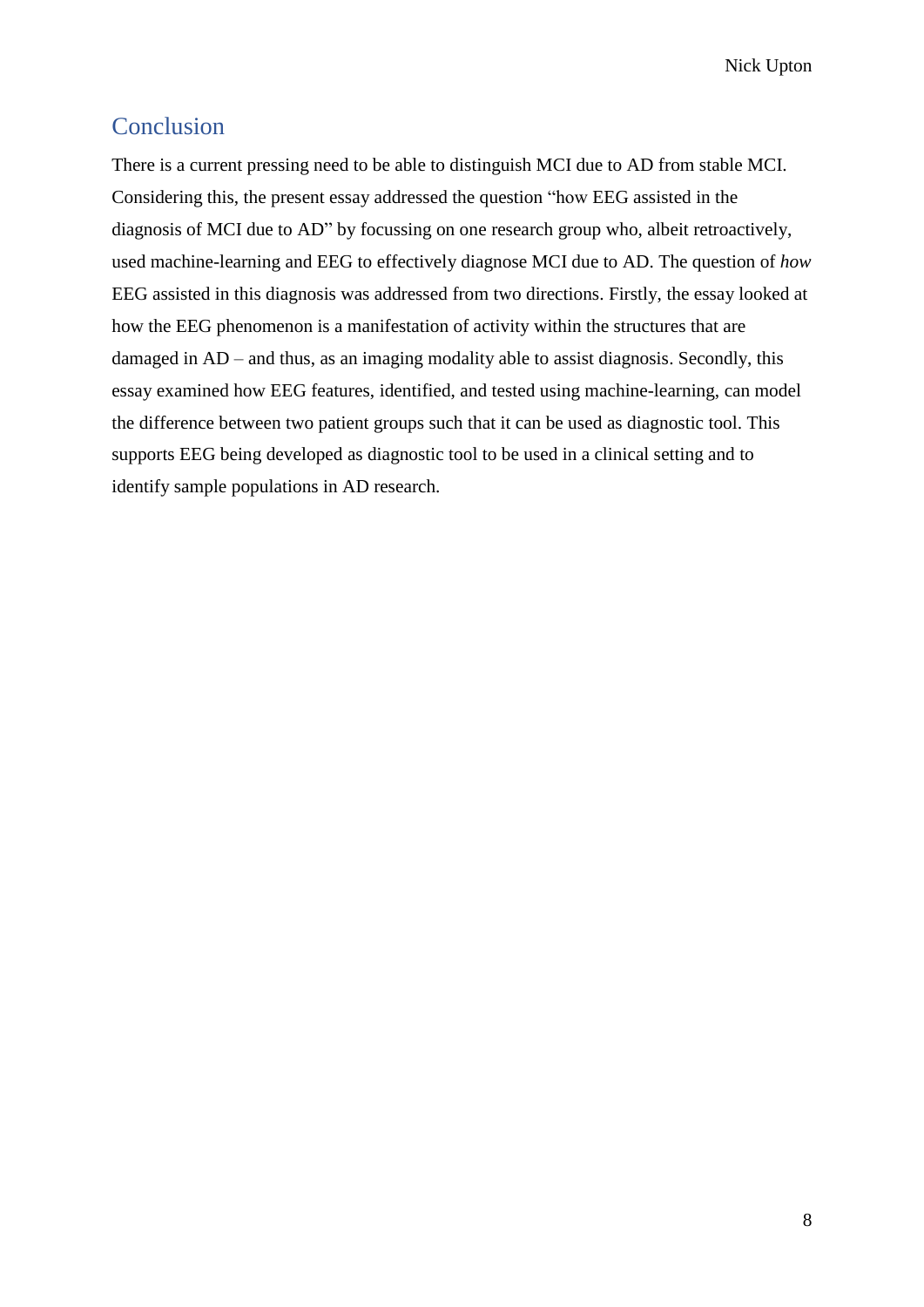## Conclusion

There is a current pressing need to be able to distinguish MCI due to AD from stable MCI. Considering this, the present essay addressed the question "how EEG assisted in the diagnosis of MCI due to AD" by focussing on one research group who, albeit retroactively, used machine-learning and EEG to effectively diagnose MCI due to AD. The question of *how* EEG assisted in this diagnosis was addressed from two directions. Firstly, the essay looked at how the EEG phenomenon is a manifestation of activity within the structures that are damaged in AD – and thus, as an imaging modality able to assist diagnosis. Secondly, this essay examined how EEG features, identified, and tested using machine-learning, can model the difference between two patient groups such that it can be used as diagnostic tool. This supports EEG being developed as diagnostic tool to be used in a clinical setting and to identify sample populations in AD research.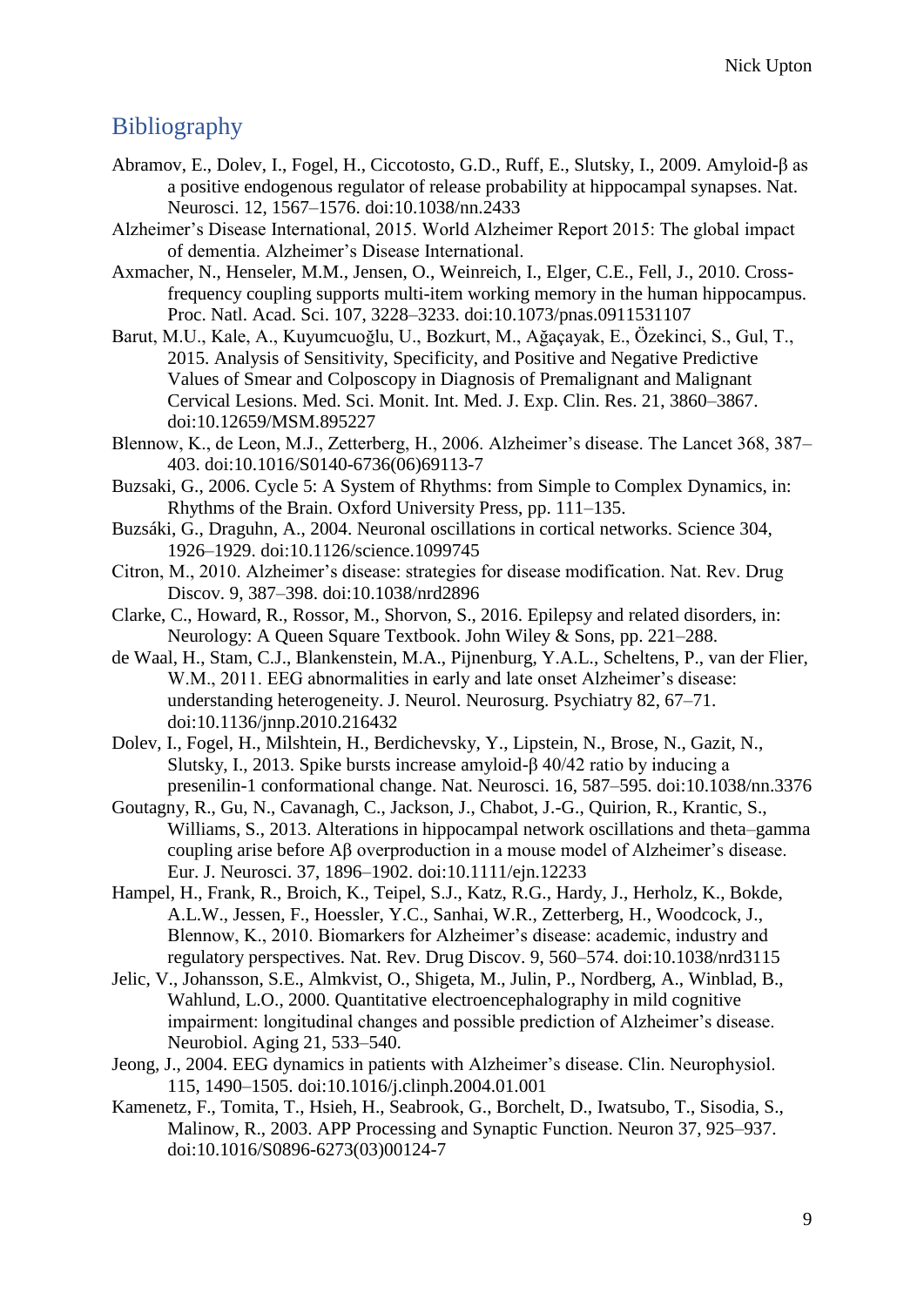## Bibliography

Abramov, E., Dolev, I., Fogel, H., Ciccotosto, G.D., Ruff, E., Slutsky, I., 2009. Amyloid-β as a positive endogenous regulator of release probability at hippocampal synapses. Nat. Neurosci. 12, 1567–1576. doi:10.1038/nn.2433

Alzheimer's Disease International, 2015. World Alzheimer Report 2015: The global impact of dementia. Alzheimer's Disease International.

Axmacher, N., Henseler, M.M., Jensen, O., Weinreich, I., Elger, C.E., Fell, J., 2010. Cross-frequency coupling supports multi-item working memory in the human hippocampus. Proc. Natl. Acad. Sci. 107, 3228–3233. doi:10.1073/pnas.0911531107

Barut, M.U., Kale, A., Kuyumcuoğlu, U., Bozkurt, M., Ağaçayak, E., Özekinci, S., Gul, T., 2015. Analysis of Sensitivity, Specificity, and Positive and Negative Predictive Values of Smear and Colposcopy in Diagnosis of Premalignant and Malignant Cervical Lesions. Med. Sci. Monit. Int. Med. J. Exp. Clin. Res. 21, 3860–3867. doi:10.12659/MSM.895227

Blennow, K., de Leon, M.J., Zetterberg, H., 2006. Alzheimer's disease. The Lancet 368, 387–403. doi:10.1016/S0140-6736(06)69113-7

Buzsaki, G., 2006. Cycle 5: A System of Rhythms: from Simple to Complex Dynamics, in: Rhythms of the Brain. Oxford University Press, pp. 111–135.

Buzsáki, G., Draguhn, A., 2004. Neuronal oscillations in cortical networks. Science 304, 1926–1929. doi:10.1126/science.1099745

Citron, M., 2010. Alzheimer's disease: strategies for disease modification. Nat. Rev. Drug Discov. 9, 387–398. doi:10.1038/nrd2896

Clarke, C., Howard, R., Rossor, M., Shorvon, S., 2016. Epilepsy and related disorders, in: Neurology: A Queen Square Textbook. John Wiley & Sons, pp. 221–288.

de Waal, H., Stam, C.J., Blankenstein, M.A., Pijnenburg, Y.A.L., Scheltens, P., van der Flier, W.M., 2011. EEG abnormalities in early and late onset Alzheimer's disease: understanding heterogeneity. J. Neurol. Neurosurg. Psychiatry 82, 67–71. doi:10.1136/jnnp.2010.216432

Dolev, I., Fogel, H., Milshtein, H., Berdichevsky, Y., Lipstein, N., Brose, N., Gazit, N., Slutsky, I., 2013. Spike bursts increase amyloid-β 40/42 ratio by inducing a presenilin-1 conformational change. Nat. Neurosci. 16, 587–595. doi:10.1038/nn.3376

Goutagny, R., Gu, N., Cavanagh, C., Jackson, J., Chabot, J.-G., Quirion, R., Krantic, S., Williams, S., 2013. Alterations in hippocampal network oscillations and theta–gamma coupling arise before Aβ overproduction in a mouse model of Alzheimer's disease. Eur. J. Neurosci. 37, 1896–1902. doi:10.1111/ejn.12233

Hampel, H., Frank, R., Broich, K., Teipel, S.J., Katz, R.G., Hardy, J., Herholz, K., Bokde, A.L.W., Jessen, F., Hoessler, Y.C., Sanhai, W.R., Zetterberg, H., Woodcock, J., Blennow, K., 2010. Biomarkers for Alzheimer's disease: academic, industry and regulatory perspectives. Nat. Rev. Drug Discov. 9, 560–574. doi:10.1038/nrd3115

Jelic, V., Johansson, S.E., Almkvist, O., Shigeta, M., Julin, P., Nordberg, A., Winblad, B., Wahlund, L.O., 2000. Quantitative electroencephalography in mild cognitive impairment: longitudinal changes and possible prediction of Alzheimer's disease. Neurobiol. Aging 21, 533–540.

Jeong, J., 2004. EEG dynamics in patients with Alzheimer's disease. Clin. Neurophysiol. 115, 1490–1505. doi:10.1016/j.clinph.2004.01.001

Kamenetz, F., Tomita, T., Hsieh, H., Seabrook, G., Borchelt, D., Iwatsubo, T., Sisodia, S., Malinow, R., 2003. APP Processing and Synaptic Function. Neuron 37, 925–937. doi:10.1016/S0896-6273(03)00124-7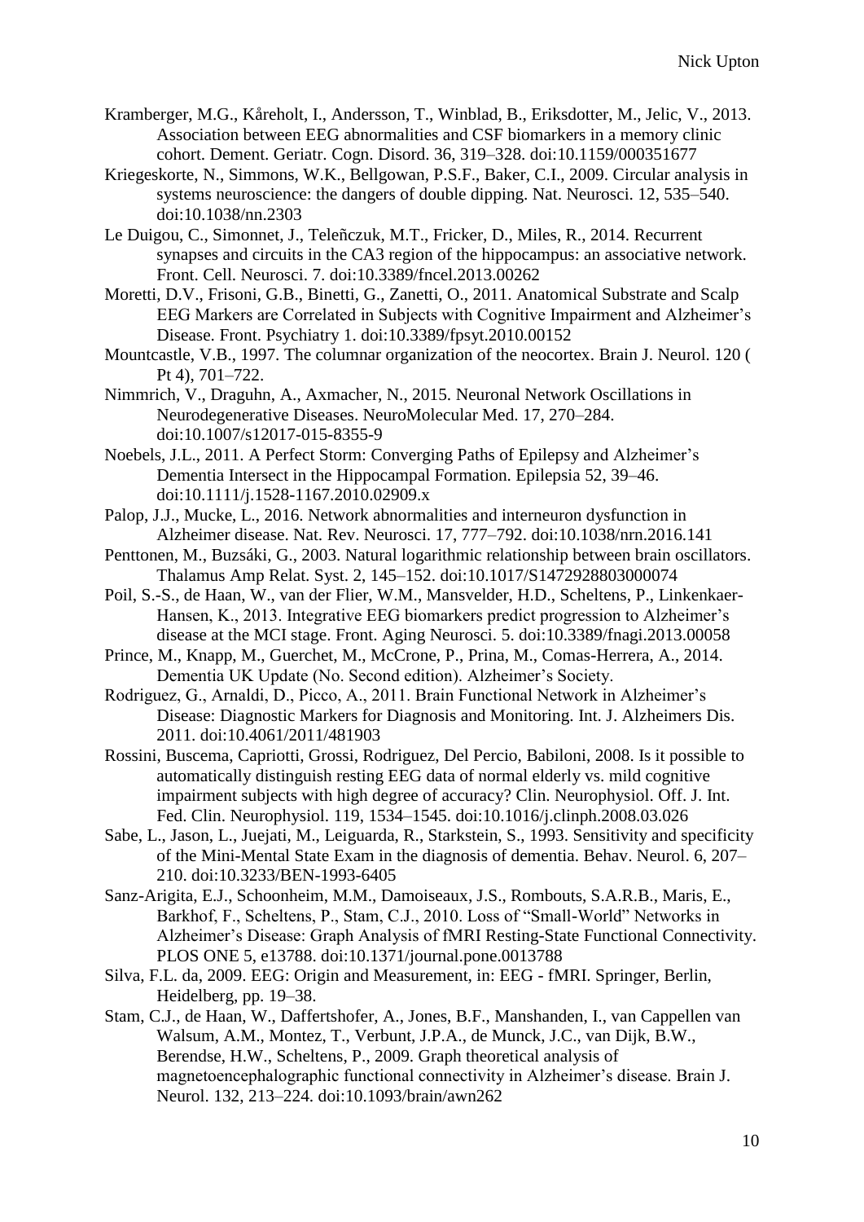Kramberger, M.G., Kåreholt, I., Andersson, T., Winblad, B., Eriksdotter, M., Jelic, V., 2013. Association between EEG abnormalities and CSF biomarkers in a memory clinic cohort. Dement. Geriatr. Cogn. Disord. 36, 319–328. doi:10.1159/000351677

Kriegeskorte, N., Simmons, W.K., Bellgowan, P.S.F., Baker, C.I., 2009. Circular analysis in systems neuroscience: the dangers of double dipping. Nat. Neurosci. 12, 535–540. doi:10.1038/nn.2303

Le Duigou, C., Simonnet, J., Teleñczuk, M.T., Fricker, D., Miles, R., 2014. Recurrent synapses and circuits in the CA3 region of the hippocampus: an associative network. Front. Cell. Neurosci. 7. doi:10.3389/fncel.2013.00262

Moretti, D.V., Frisoni, G.B., Binetti, G., Zanetti, O., 2011. Anatomical Substrate and Scalp EEG Markers are Correlated in Subjects with Cognitive Impairment and Alzheimer's Disease. Front. Psychiatry 1. doi:10.3389/fpsyt.2010.00152

Mountcastle, V.B., 1997. The columnar organization of the neocortex. Brain J. Neurol. 120 ( Pt 4), 701–722.

Nimmrich, V., Draguhn, A., Axmacher, N., 2015. Neuronal Network Oscillations in Neurodegenerative Diseases. NeuroMolecular Med. 17, 270–284. doi:10.1007/s12017-015-8355-9

Noebels, J.L., 2011. A Perfect Storm: Converging Paths of Epilepsy and Alzheimer's Dementia Intersect in the Hippocampal Formation. Epilepsia 52, 39–46. doi:10.1111/j.1528-1167.2010.02909.x

Palop, J.J., Mucke, L., 2016. Network abnormalities and interneuron dysfunction in Alzheimer disease. Nat. Rev. Neurosci. 17, 777–792. doi:10.1038/nrn.2016.141

Penttonen, M., Buzsáki, G., 2003. Natural logarithmic relationship between brain oscillators. Thalamus Amp Relat. Syst. 2, 145–152. doi:10.1017/S1472928803000074

Poil, S.-S., de Haan, W., van der Flier, W.M., Mansvelder, H.D., Scheltens, P., Linkenkaer-Hansen, K., 2013. Integrative EEG biomarkers predict progression to Alzheimer's disease at the MCI stage. Front. Aging Neurosci. 5. doi:10.3389/fnagi.2013.00058

Prince, M., Knapp, M., Guerchet, M., McCrone, P., Prina, M., Comas-Herrera, A., 2014. Dementia UK Update (No. Second edition). Alzheimer's Society.

Rodriguez, G., Arnaldi, D., Picco, A., 2011. Brain Functional Network in Alzheimer's Disease: Diagnostic Markers for Diagnosis and Monitoring. Int. J. Alzheimers Dis. 2011. doi:10.4061/2011/481903

Rossini, Buscema, Capriotti, Grossi, Rodriguez, Del Percio, Babiloni, 2008. Is it possible to automatically distinguish resting EEG data of normal elderly vs. mild cognitive impairment subjects with high degree of accuracy? Clin. Neurophysiol. Off. J. Int. Fed. Clin. Neurophysiol. 119, 1534–1545. doi:10.1016/j.clinph.2008.03.026

Sabe, L., Jason, L., Juejati, M., Leiguarda, R., Starkstein, S., 1993. Sensitivity and specificity of the Mini-Mental State Exam in the diagnosis of dementia. Behav. Neurol. 6, 207–210. doi:10.3233/BEN-1993-6405

Sanz-Arigita, E.J., Schoonheim, M.M., Damoiseaux, J.S., Rombouts, S.A.R.B., Maris, E., Barkhof, F., Scheltens, P., Stam, C.J., 2010. Loss of "Small-World" Networks in Alzheimer's Disease: Graph Analysis of fMRI Resting-State Functional Connectivity. PLOS ONE 5, e13788. doi:10.1371/journal.pone.0013788

Silva, F.L. da, 2009. EEG: Origin and Measurement, in: EEG - fMRI. Springer, Berlin, Heidelberg, pp. 19–38.

Stam, C.J., de Haan, W., Daffertshofer, A., Jones, B.F., Manshanden, I., van Cappellen van Walsum, A.M., Montez, T., Verbunt, J.P.A., de Munck, J.C., van Dijk, B.W., Berendse, H.W., Scheltens, P., 2009. Graph theoretical analysis of magnetoencephalographic functional connectivity in Alzheimer's disease. Brain J. Neurol. 132, 213–224. doi:10.1093/brain/awn262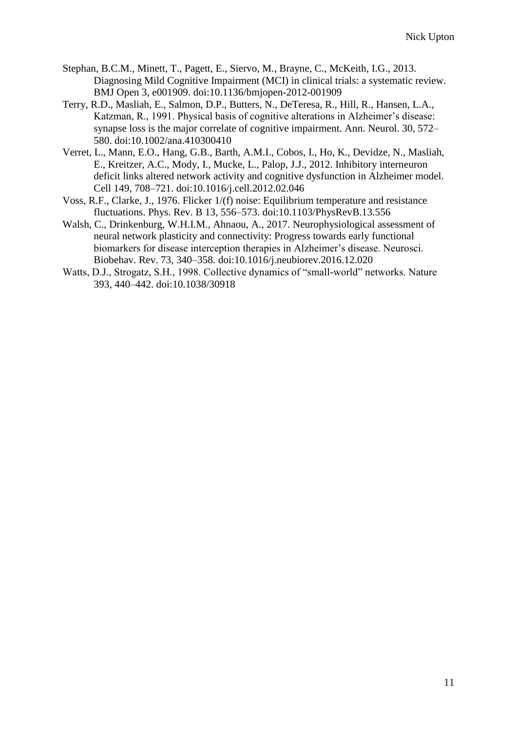Stephan, B.C.M., Minett, T., Pagett, E., Siervo, M., Brayne, C., McKeith, I.G., 2013. Diagnosing Mild Cognitive Impairment (MCI) in clinical trials: a systematic review. BMJ Open 3, e001909. doi:10.1136/bmjopen-2012-001909

Terry, R.D., Masliah, E., Salmon, D.P., Butters, N., DeTeresa, R., Hill, R., Hansen, L.A., Katzman, R., 1991. Physical basis of cognitive alterations in Alzheimer's disease: synapse loss is the major correlate of cognitive impairment. Ann. Neurol. 30, 572–580. doi:10.1002/ana.410300410

Verret, L., Mann, E.O., Hang, G.B., Barth, A.M.I., Cobos, I., Ho, K., Devidze, N., Masliah, E., Kreitzer, A.C., Mody, I., Mucke, L., Palop, J.J., 2012. Inhibitory interneuron deficit links altered network activity and cognitive dysfunction in Alzheimer model. Cell 149, 708–721. doi:10.1016/j.cell.2012.02.046

Voss, R.F., Clarke, J., 1976. Flicker 1/(f) noise: Equilibrium temperature and resistance fluctuations. Phys. Rev. B 13, 556–573. doi:10.1103/PhysRevB.13.556

Walsh, C., Drinkenburg, W.H.I.M., Ahnaou, A., 2017. Neurophysiological assessment of neural network plasticity and connectivity: Progress towards early functional biomarkers for disease interception therapies in Alzheimer's disease. Neurosci. Biobehav. Rev. 73, 340–358. doi:10.1016/j.neubiorev.2016.12.020

Watts, D.J., Strogatz, S.H., 1998. Collective dynamics of "small-world" networks. Nature 393, 440–442. doi:10.1038/30918